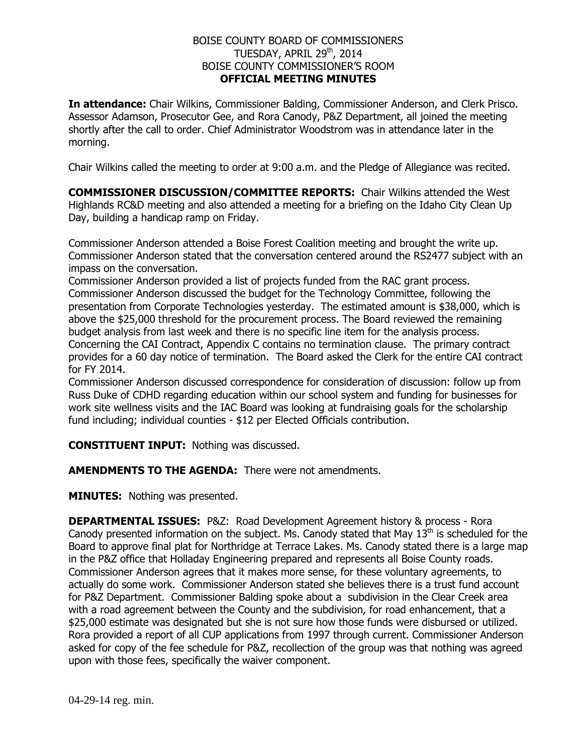BOISE COUNTY BOARD OF COMMISSIONERS
TUESDAY, APRIL 29th, 2014
BOISE COUNTY COMMISSIONER'S ROOM
**OFFICIAL MEETING MINUTES**

**In attendance:** Chair Wilkins, Commissioner Balding, Commissioner Anderson, and Clerk Prisco. Assessor Adamson, Prosecutor Gee, and Rora Canody, P&Z Department, all joined the meeting shortly after the call to order. Chief Administrator Woodstrom was in attendance later in the morning.

Chair Wilkins called the meeting to order at 9:00 a.m. and the Pledge of Allegiance was recited.

**COMMISSIONER DISCUSSION/COMMITTEE REPORTS:** Chair Wilkins attended the West Highlands RC&D meeting and also attended a meeting for a briefing on the Idaho City Clean Up Day, building a handicap ramp on Friday.

Commissioner Anderson attended a Boise Forest Coalition meeting and brought the write up. Commissioner Anderson stated that the conversation centered around the RS2477 subject with an impass on the conversation.
Commissioner Anderson provided a list of projects funded from the RAC grant process.
Commissioner Anderson discussed the budget for the Technology Committee, following the presentation from Corporate Technologies yesterday. The estimated amount is $38,000, which is above the $25,000 threshold for the procurement process. The Board reviewed the remaining budget analysis from last week and there is no specific line item for the analysis process.
Concerning the CAI Contract, Appendix C contains no termination clause. The primary contract provides for a 60 day notice of termination. The Board asked the Clerk for the entire CAI contract for FY 2014.
Commissioner Anderson discussed correspondence for consideration of discussion: follow up from Russ Duke of CDHD regarding education within our school system and funding for businesses for work site wellness visits and the IAC Board was looking at fundraising goals for the scholarship fund including; individual counties - $12 per Elected Officials contribution.

**CONSTITUENT INPUT:** Nothing was discussed.

**AMENDMENTS TO THE AGENDA:** There were not amendments.

**MINUTES:** Nothing was presented.

**DEPARTMENTAL ISSUES:** P&Z: Road Development Agreement history & process - Rora Canody presented information on the subject. Ms. Canody stated that May 13th is scheduled for the Board to approve final plat for Northridge at Terrace Lakes. Ms. Canody stated there is a large map in the P&Z office that Holladay Engineering prepared and represents all Boise County roads. Commissioner Anderson agrees that it makes more sense, for these voluntary agreements, to actually do some work. Commissioner Anderson stated she believes there is a trust fund account for P&Z Department. Commissioner Balding spoke about a subdivision in the Clear Creek area with a road agreement between the County and the subdivision, for road enhancement, that a $25,000 estimate was designated but she is not sure how those funds were disbursed or utilized. Rora provided a report of all CUP applications from 1997 through current. Commissioner Anderson asked for copy of the fee schedule for P&Z, recollection of the group was that nothing was agreed upon with those fees, specifically the waiver component.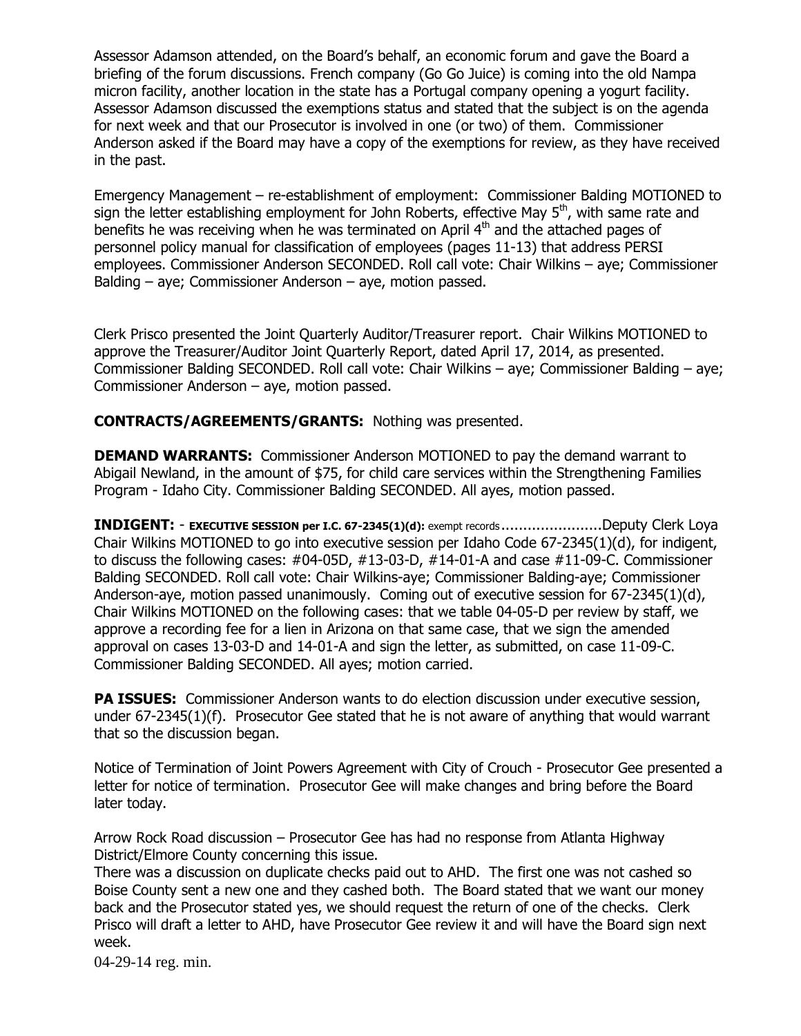Assessor Adamson attended, on the Board's behalf, an economic forum and gave the Board a briefing of the forum discussions. French company (Go Go Juice) is coming into the old Nampa micron facility, another location in the state has a Portugal company opening a yogurt facility. Assessor Adamson discussed the exemptions status and stated that the subject is on the agenda for next week and that our Prosecutor is involved in one (or two) of them. Commissioner Anderson asked if the Board may have a copy of the exemptions for review, as they have received in the past.

Emergency Management – re-establishment of employment: Commissioner Balding MOTIONED to sign the letter establishing employment for John Roberts, effective May 5th, with same rate and benefits he was receiving when he was terminated on April 4th and the attached pages of personnel policy manual for classification of employees (pages 11-13) that address PERSI employees. Commissioner Anderson SECONDED. Roll call vote: Chair Wilkins – aye; Commissioner Balding – aye; Commissioner Anderson – aye, motion passed.

Clerk Prisco presented the Joint Quarterly Auditor/Treasurer report. Chair Wilkins MOTIONED to approve the Treasurer/Auditor Joint Quarterly Report, dated April 17, 2014, as presented. Commissioner Balding SECONDED. Roll call vote: Chair Wilkins – aye; Commissioner Balding – aye; Commissioner Anderson – aye, motion passed.

**CONTRACTS/AGREEMENTS/GRANTS:** Nothing was presented.

**DEMAND WARRANTS:** Commissioner Anderson MOTIONED to pay the demand warrant to Abigail Newland, in the amount of $75, for child care services within the Strengthening Families Program - Idaho City. Commissioner Balding SECONDED. All ayes, motion passed.

**INDIGENT:** - **EXECUTIVE SESSION per I.C. 67-2345(1)(d):** exempt records.......................Deputy Clerk Loya
Chair Wilkins MOTIONED to go into executive session per Idaho Code 67-2345(1)(d), for indigent, to discuss the following cases: #04-05D, #13-03-D, #14-01-A and case #11-09-C. Commissioner Balding SECONDED. Roll call vote: Chair Wilkins-aye; Commissioner Balding-aye; Commissioner Anderson-aye, motion passed unanimously. Coming out of executive session for 67-2345(1)(d), Chair Wilkins MOTIONED on the following cases: that we table 04-05-D per review by staff, we approve a recording fee for a lien in Arizona on that same case, that we sign the amended approval on cases 13-03-D and 14-01-A and sign the letter, as submitted, on case 11-09-C. Commissioner Balding SECONDED. All ayes; motion carried.

**PA ISSUES:** Commissioner Anderson wants to do election discussion under executive session, under 67-2345(1)(f). Prosecutor Gee stated that he is not aware of anything that would warrant that so the discussion began.

Notice of Termination of Joint Powers Agreement with City of Crouch - Prosecutor Gee presented a letter for notice of termination. Prosecutor Gee will make changes and bring before the Board later today.

Arrow Rock Road discussion – Prosecutor Gee has had no response from Atlanta Highway District/Elmore County concerning this issue.
There was a discussion on duplicate checks paid out to AHD. The first one was not cashed so Boise County sent a new one and they cashed both. The Board stated that we want our money back and the Prosecutor stated yes, we should request the return of one of the checks. Clerk Prisco will draft a letter to AHD, have Prosecutor Gee review it and will have the Board sign next week.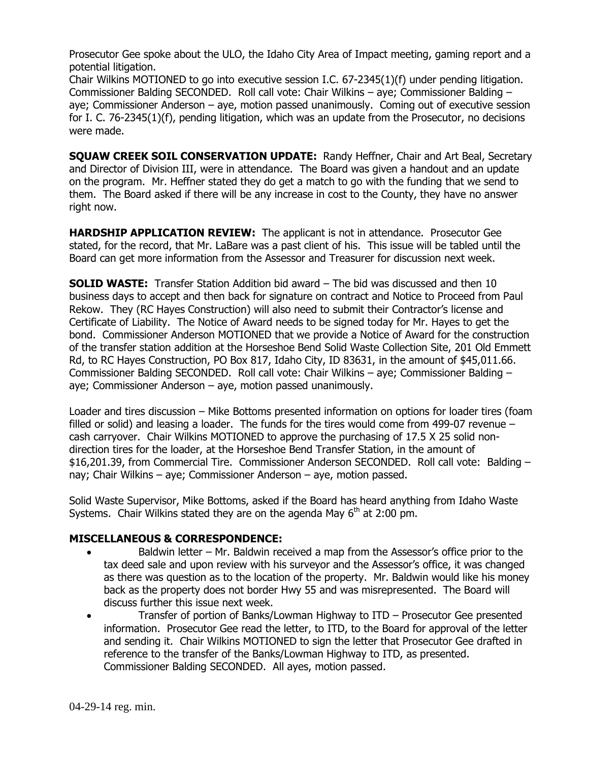Prosecutor Gee spoke about the ULO, the Idaho City Area of Impact meeting, gaming report and a potential litigation.

Chair Wilkins MOTIONED to go into executive session I.C. 67-2345(1)(f) under pending litigation. Commissioner Balding SECONDED. Roll call vote: Chair Wilkins – aye; Commissioner Balding – aye; Commissioner Anderson – aye, motion passed unanimously. Coming out of executive session for I. C. 76-2345(1)(f), pending litigation, which was an update from the Prosecutor, no decisions were made.

**SQUAW CREEK SOIL CONSERVATION UPDATE:** Randy Heffner, Chair and Art Beal, Secretary and Director of Division III, were in attendance. The Board was given a handout and an update on the program. Mr. Heffner stated they do get a match to go with the funding that we send to them. The Board asked if there will be any increase in cost to the County, they have no answer right now.

**HARDSHIP APPLICATION REVIEW:** The applicant is not in attendance. Prosecutor Gee stated, for the record, that Mr. LaBare was a past client of his. This issue will be tabled until the Board can get more information from the Assessor and Treasurer for discussion next week.

**SOLID WASTE:** Transfer Station Addition bid award – The bid was discussed and then 10 business days to accept and then back for signature on contract and Notice to Proceed from Paul Rekow. They (RC Hayes Construction) will also need to submit their Contractor's license and Certificate of Liability. The Notice of Award needs to be signed today for Mr. Hayes to get the bond. Commissioner Anderson MOTIONED that we provide a Notice of Award for the construction of the transfer station addition at the Horseshoe Bend Solid Waste Collection Site, 201 Old Emmett Rd, to RC Hayes Construction, PO Box 817, Idaho City, ID 83631, in the amount of $45,011.66. Commissioner Balding SECONDED. Roll call vote: Chair Wilkins – aye; Commissioner Balding – aye; Commissioner Anderson – aye, motion passed unanimously.

Loader and tires discussion – Mike Bottoms presented information on options for loader tires (foam filled or solid) and leasing a loader. The funds for the tires would come from 499-07 revenue – cash carryover. Chair Wilkins MOTIONED to approve the purchasing of 17.5 X 25 solid non-direction tires for the loader, at the Horseshoe Bend Transfer Station, in the amount of $16,201.39, from Commercial Tire. Commissioner Anderson SECONDED. Roll call vote: Balding – nay; Chair Wilkins – aye; Commissioner Anderson – aye, motion passed.

Solid Waste Supervisor, Mike Bottoms, asked if the Board has heard anything from Idaho Waste Systems. Chair Wilkins stated they are on the agenda May 6th at 2:00 pm.

**MISCELLANEOUS & CORRESPONDENCE:**

- Baldwin letter – Mr. Baldwin received a map from the Assessor's office prior to the tax deed sale and upon review with his surveyor and the Assessor's office, it was changed as there was question as to the location of the property. Mr. Baldwin would like his money back as the property does not border Hwy 55 and was misrepresented. The Board will discuss further this issue next week.
- Transfer of portion of Banks/Lowman Highway to ITD – Prosecutor Gee presented information. Prosecutor Gee read the letter, to ITD, to the Board for approval of the letter and sending it. Chair Wilkins MOTIONED to sign the letter that Prosecutor Gee drafted in reference to the transfer of the Banks/Lowman Highway to ITD, as presented. Commissioner Balding SECONDED. All ayes, motion passed.

04-29-14 reg. min.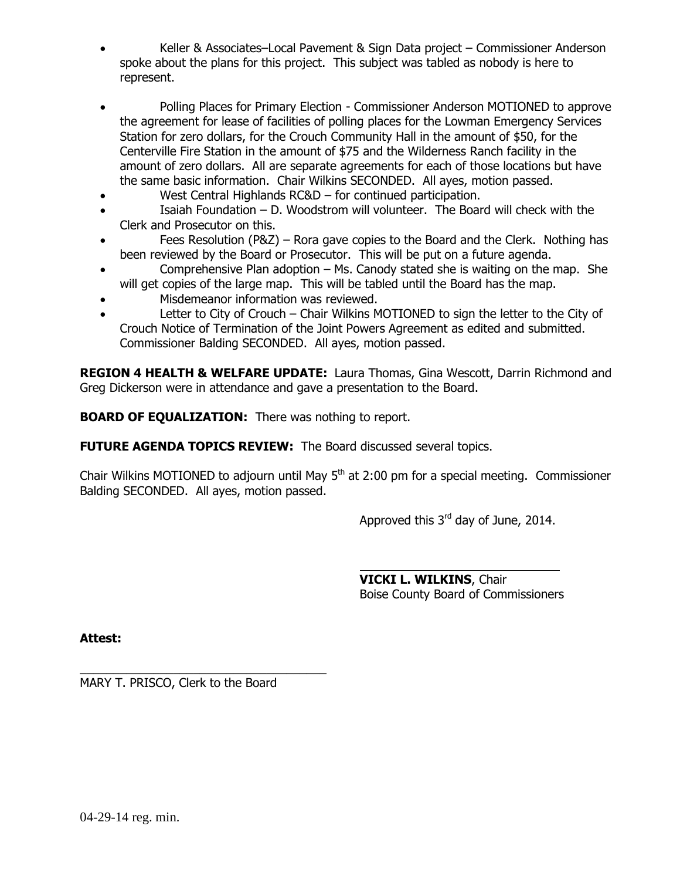- Keller & Associates–Local Pavement & Sign Data project – Commissioner Anderson spoke about the plans for this project. This subject was tabled as nobody is here to represent.

- Polling Places for Primary Election - Commissioner Anderson MOTIONED to approve the agreement for lease of facilities of polling places for the Lowman Emergency Services Station for zero dollars, for the Crouch Community Hall in the amount of $50, for the Centerville Fire Station in the amount of $75 and the Wilderness Ranch facility in the amount of zero dollars. All are separate agreements for each of those locations but have the same basic information. Chair Wilkins SECONDED. All ayes, motion passed.
- West Central Highlands RC&D – for continued participation.
- Isaiah Foundation – D. Woodstrom will volunteer. The Board will check with the Clerk and Prosecutor on this.
- Fees Resolution (P&Z) – Rora gave copies to the Board and the Clerk. Nothing has been reviewed by the Board or Prosecutor. This will be put on a future agenda.
- Comprehensive Plan adoption – Ms. Canody stated she is waiting on the map. She will get copies of the large map. This will be tabled until the Board has the map.
- Misdemeanor information was reviewed.
- Letter to City of Crouch – Chair Wilkins MOTIONED to sign the letter to the City of Crouch Notice of Termination of the Joint Powers Agreement as edited and submitted. Commissioner Balding SECONDED. All ayes, motion passed.

**REGION 4 HEALTH & WELFARE UPDATE:** Laura Thomas, Gina Wescott, Darrin Richmond and Greg Dickerson were in attendance and gave a presentation to the Board.

**BOARD OF EQUALIZATION:** There was nothing to report.

**FUTURE AGENDA TOPICS REVIEW:** The Board discussed several topics.

Chair Wilkins MOTIONED to adjourn until May 5th at 2:00 pm for a special meeting. Commissioner Balding SECONDED. All ayes, motion passed.

Approved this 3rd day of June, 2014.

**VICKI L. WILKINS**, Chair
Boise County Board of Commissioners

**Attest:**

MARY T. PRISCO, Clerk to the Board

04-29-14 reg. min.